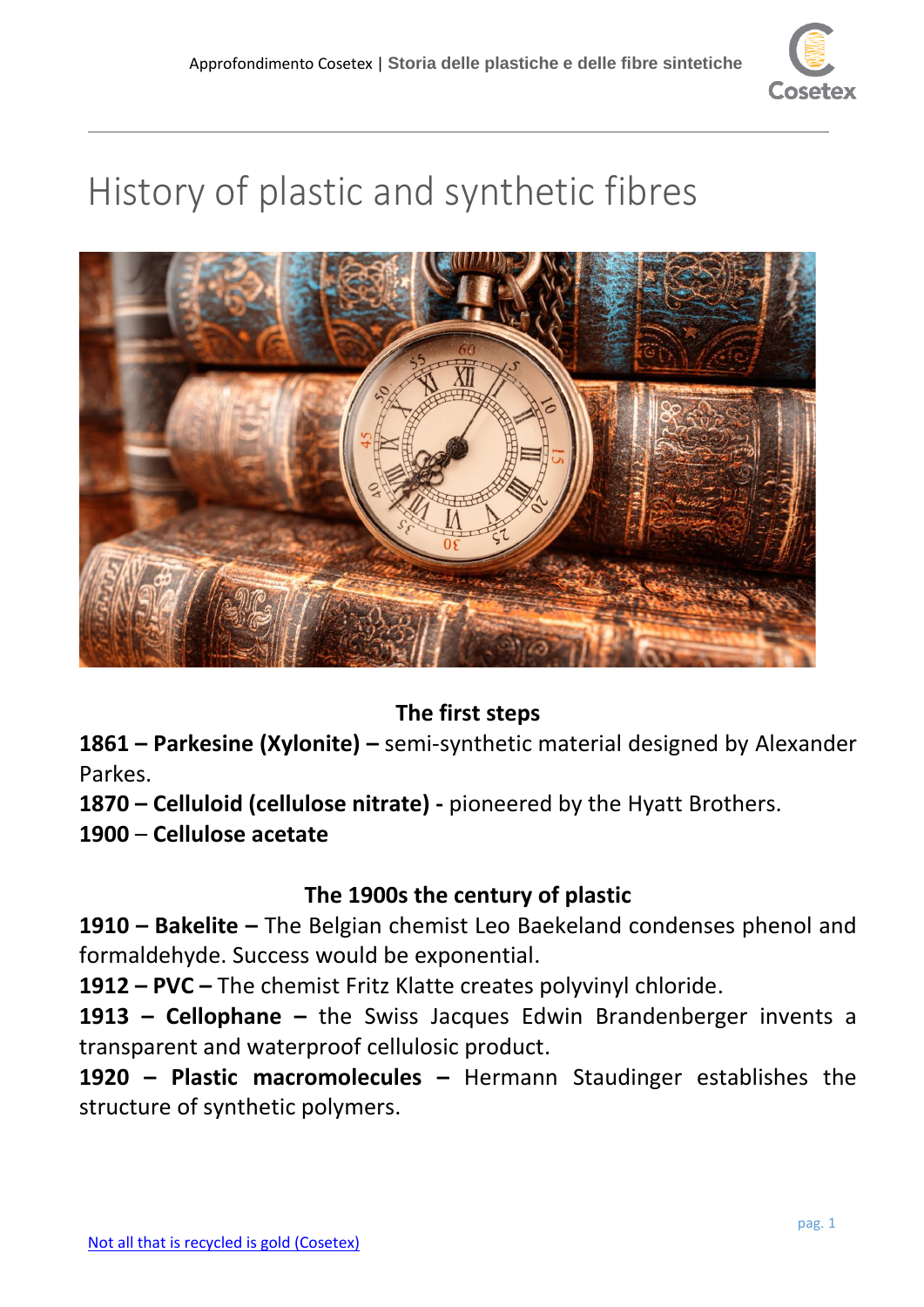# History of plastic and synthetic fibres

**The first steps**

**1861 – Parkesine (Xylonite) –** semi-synthetic material designed by Alexander Parkes.

**1870 – Celluloid (cellulose nitrate) -** pioneered by the Hyatt Brothers.

**1900** – **Cellulose acetate**

**The 1900s the century of plastic**

**1910 – Bakelite –** The Belgian chemist Leo Baekeland condenses phenol and formaldehyde. Success would be exponential.

**1912 – PVC –** The chemist Fritz Klatte creates polyvinyl chloride.

**1913 – Cellophane –** the Swiss Jacques Edwin Brandenberger invents a transparent and waterproof cellulosic product.

**1920 – Plastic macromolecules –** Hermann Staudinger establishes the structure of synthetic polymers.

[Not all that is recycled is gold (Cosetex)]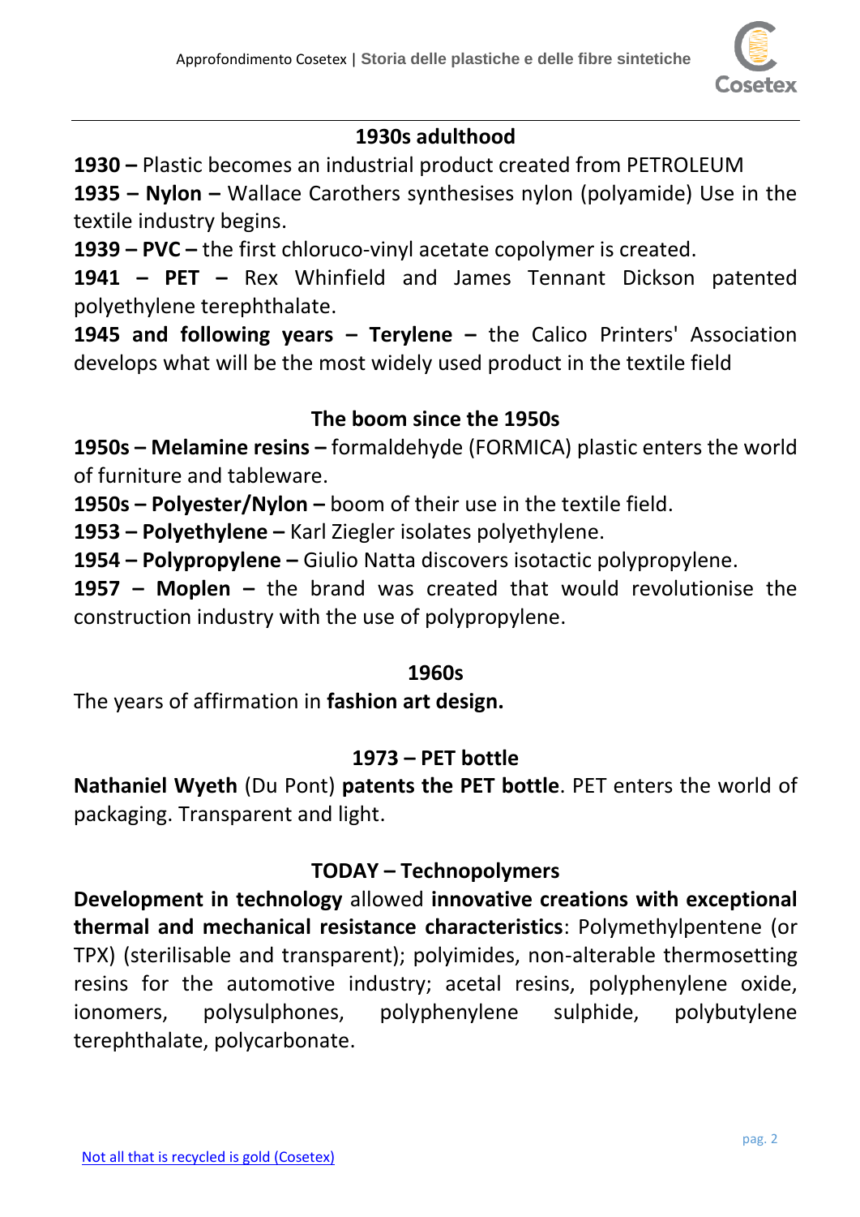## 1930s adulthood

**1930 –** Plastic becomes an industrial product created from PETROLEUM

**1935 – Nylon –** Wallace Carothers synthesises nylon (polyamide) Use in the textile industry begins.

**1939 – PVC –** the first chloruco-vinyl acetate copolymer is created.

**1941 – PET –** Rex Whinfield and James Tennant Dickson patented polyethylene terephthalate.

**1945 and following years – Terylene –** the Calico Printers' Association develops what will be the most widely used product in the textile field

## The boom since the 1950s

**1950s – Melamine resins –** formaldehyde (FORMICA) plastic enters the world of furniture and tableware.

**1950s – Polyester/Nylon –** boom of their use in the textile field.

**1953 – Polyethylene –** Karl Ziegler isolates polyethylene.

**1954 – Polypropylene –** Giulio Natta discovers isotactic polypropylene.

**1957 – Moplen –** the brand was created that would revolutionise the construction industry with the use of polypropylene.

## 1960s

The years of affirmation in **fashion art design.**

## 1973 – PET bottle

**Nathaniel Wyeth** (Du Pont) **patents the PET bottle**. PET enters the world of packaging. Transparent and light.

## TODAY – Technopolymers

**Development in technology** allowed **innovative creations with exceptional thermal and mechanical resistance characteristics**: Polymethylpentene (or TPX) (sterilisable and transparent); polyimides, non-alterable thermosetting resins for the automotive industry; acetal resins, polyphenylene oxide, ionomers, polysulphones, polyphenylene sulphide, polybutylene terephthalate, polycarbonate.

Not all that is recycled is gold (Cosetex)